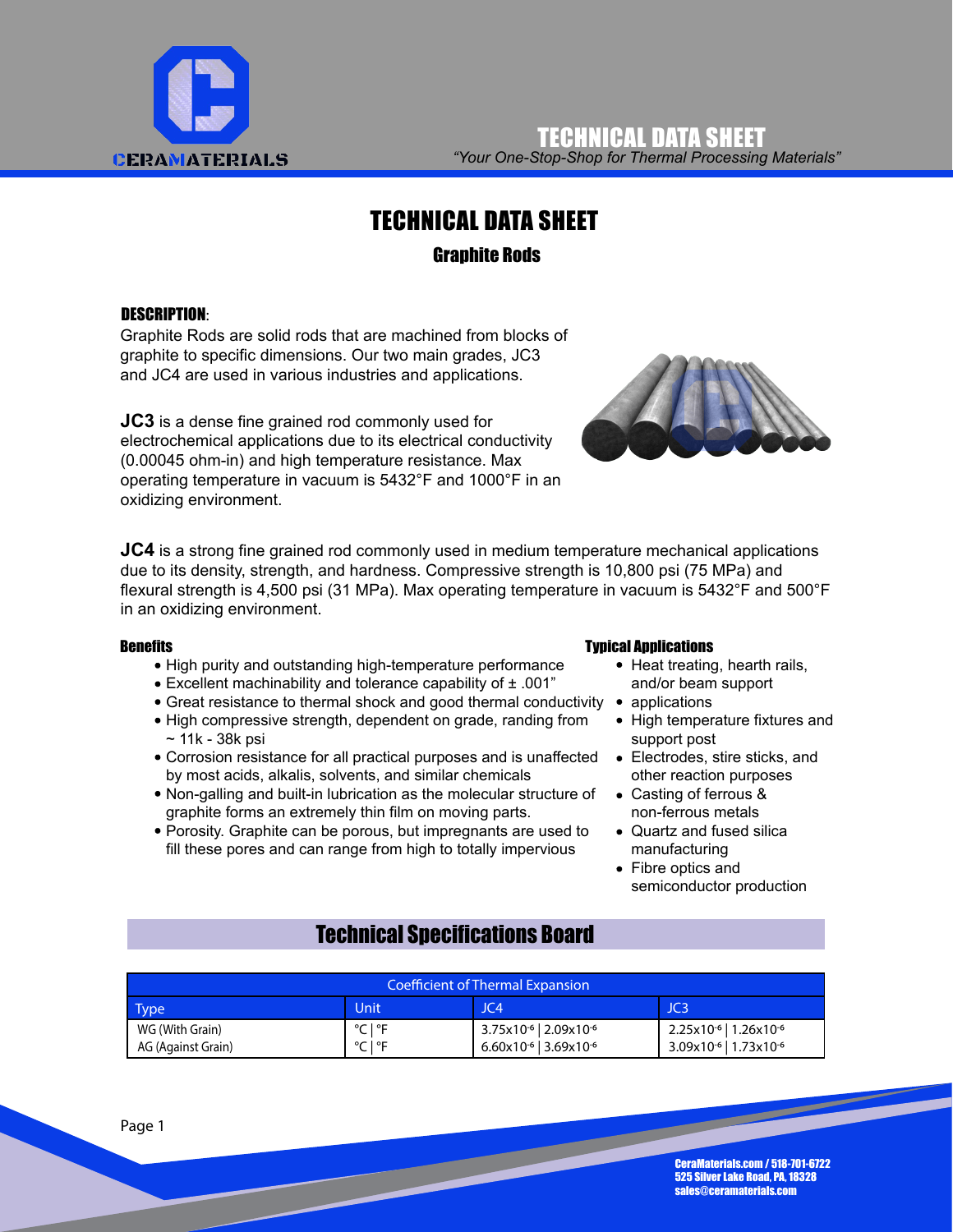# TECHNICAL DATA SHEET

## Graphite Rods

**DESCRIPTION**:

Graphite Rods are solid rods that are machined from blocks of graphite to specific dimensions. Our two main grades, JC3 and JC4 are used in various industries and applications.

**JC3** is a dense fine grained rod commonly used for electrochemical applications due to its electrical conductivity (0.00045 ohm-in) and high temperature resistance. Max operating temperature in vacuum is 5432°F and 1000°F in an oxidizing environment.

**JC4** is a strong fine grained rod commonly used in medium temperature mechanical applications due to its density, strength, and hardness. Compressive strength is 10,800 psi (75 MPa) and flexural strength is 4,500 psi (31 MPa). Max operating temperature in vacuum is 5432°F and 500°F in an oxidizing environment.

### Benefits

- High purity and outstanding high-temperature performance
- Excellent machinability and tolerance capability of ± .001"
- Great resistance to thermal shock and good thermal conductivity
- High compressive strength, dependent on grade, randing from ~ 11k - 38k psi
- Corrosion resistance for all practical purposes and is unaffected by most acids, alkalis, solvents, and similar chemicals
- Non-galling and built-in lubrication as the molecular structure of graphite forms an extremely thin film on moving parts.
- Porosity. Graphite can be porous, but impregnants are used to fill these pores and can range from high to totally impervious

### Typical Applications

- Heat treating, hearth rails, and/or beam support
- applications
- High temperature fixtures and support post
- Electrodes, stire sticks, and other reaction purposes
- Casting of ferrous & non-ferrous metals
- Quartz and fused silica manufacturing
- Fibre optics and semiconductor production

## Technical Specifications Board

| Coefficient of Thermal Expansion | | | |
|---|---|---|---|
| Type | Unit | JC4 | JC3 |
| WG (With Grain) | °C \| °F | $3.75 \times 10^{-6}$ \| $2.09 \times 10^{-6}$ | $2.25 \times 10^{-6}$ \| $1.26 \times 10^{-6}$ |
| AG (Against Grain) | °C \| °F | $6.60 \times 10^{-6}$ \| $3.69 \times 10^{-6}$ | $3.09 \times 10^{-6}$ \| $1.73 \times 10^{-6}$ |

CeraMaterials.com / 518-701-6722
525 Silver Lake Road, PA, 18328
sales@ceramaterials.com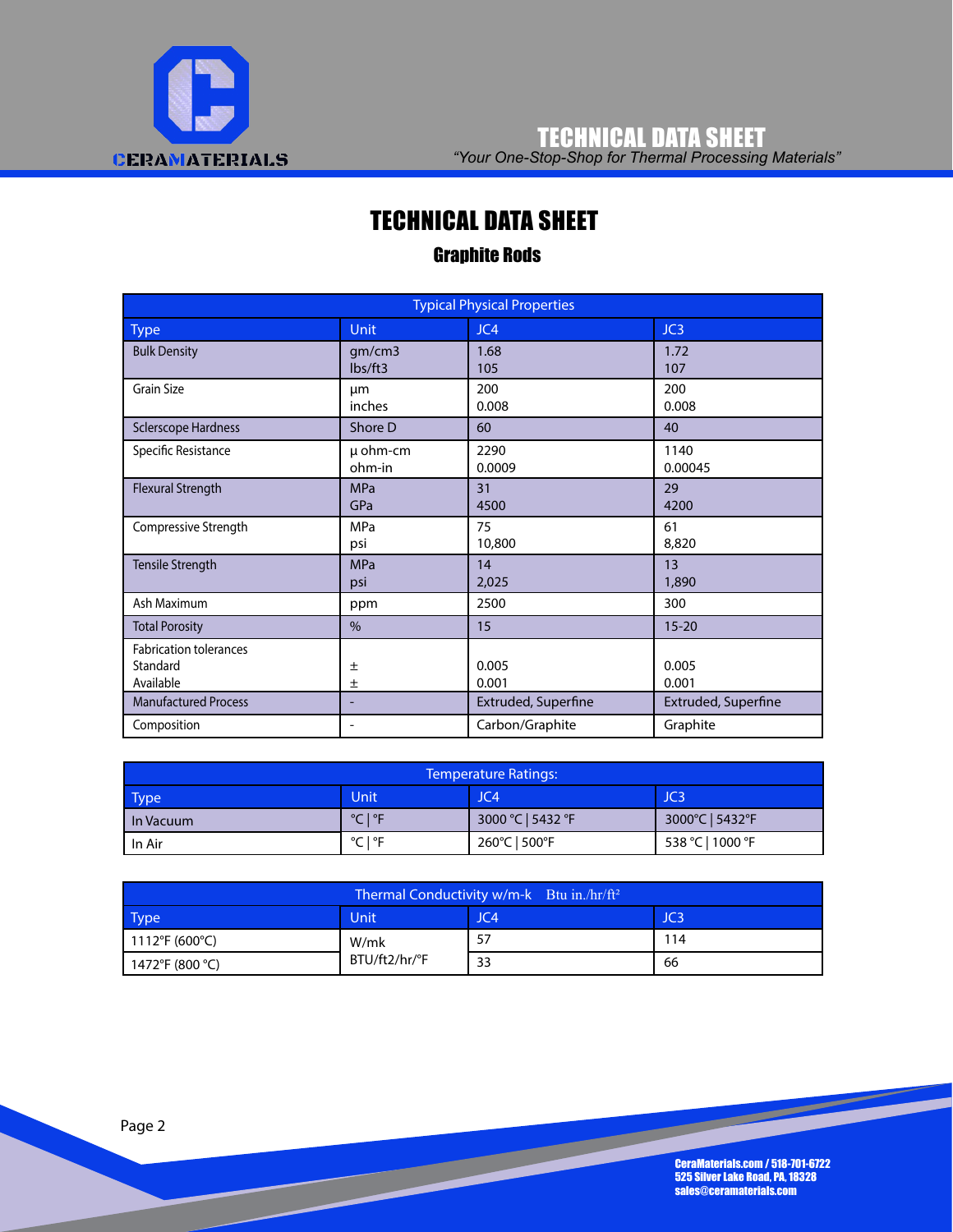# TECHNICAL DATA SHEET

## Graphite Rods

| Typical Physical Properties | | | |
|---|---|---|---|
| Type | Unit | JC4 | JC3 |
| Bulk Density | gm/cm3<br>lbs/ft3 | 1.68<br>105 | 1.72<br>107 |
| Grain Size | µm<br>inches | 200<br>0.008 | 200<br>0.008 |
| Sclerscope Hardness | Shore D | 60 | 40 |
| Specific Resistance | µ ohm-cm<br>ohm-in | 2290<br>0.0009 | 1140<br>0.00045 |
| Flexural Strength | MPa<br>GPa | 31<br>4500 | 29<br>4200 |
| Compressive Strength | MPa<br>psi | 75<br>10,800 | 61<br>8,820 |
| Tensile Strength | MPa<br>psi | 14<br>2,025 | 13<br>1,890 |
| Ash Maximum | ppm | 2500 | 300 |
| Total Porosity | % | 15 | 15-20 |
| Fabrication tolerances<br>Standard<br>Available | <br>±<br>± | <br>0.005<br>0.001 | <br>0.005<br>0.001 |
| Manufactured Process | - | Extruded, Superfine | Extruded, Superfine |
| Composition | - | Carbon/Graphite | Graphite |

| Temperature Ratings: | | | |
|---|---|---|---|
| Type | Unit | JC4 | JC3 |
| In Vacuum | °C \| °F | 3000 °C \| 5432 °F | 3000°C \| 5432°F |
| In Air | °C \| °F | 260°C \| 500°F | 538 °C \| 1000 °F |

| Thermal Conductivity w/m-k Btu in./hr/ft² | | | |
|---|---|---|---|
| Type | Unit | JC4 | JC3 |
| 1112°F (600°C) | W/mk<br>BTU/ft2/hr/°F | 57 | 114 |
| 1472°F (800 °C) | | 33 | 66 |

CeraMaterials.com / 518-701-6722
525 Silver Lake Road, PA, 18328
sales@ceramaterials.com